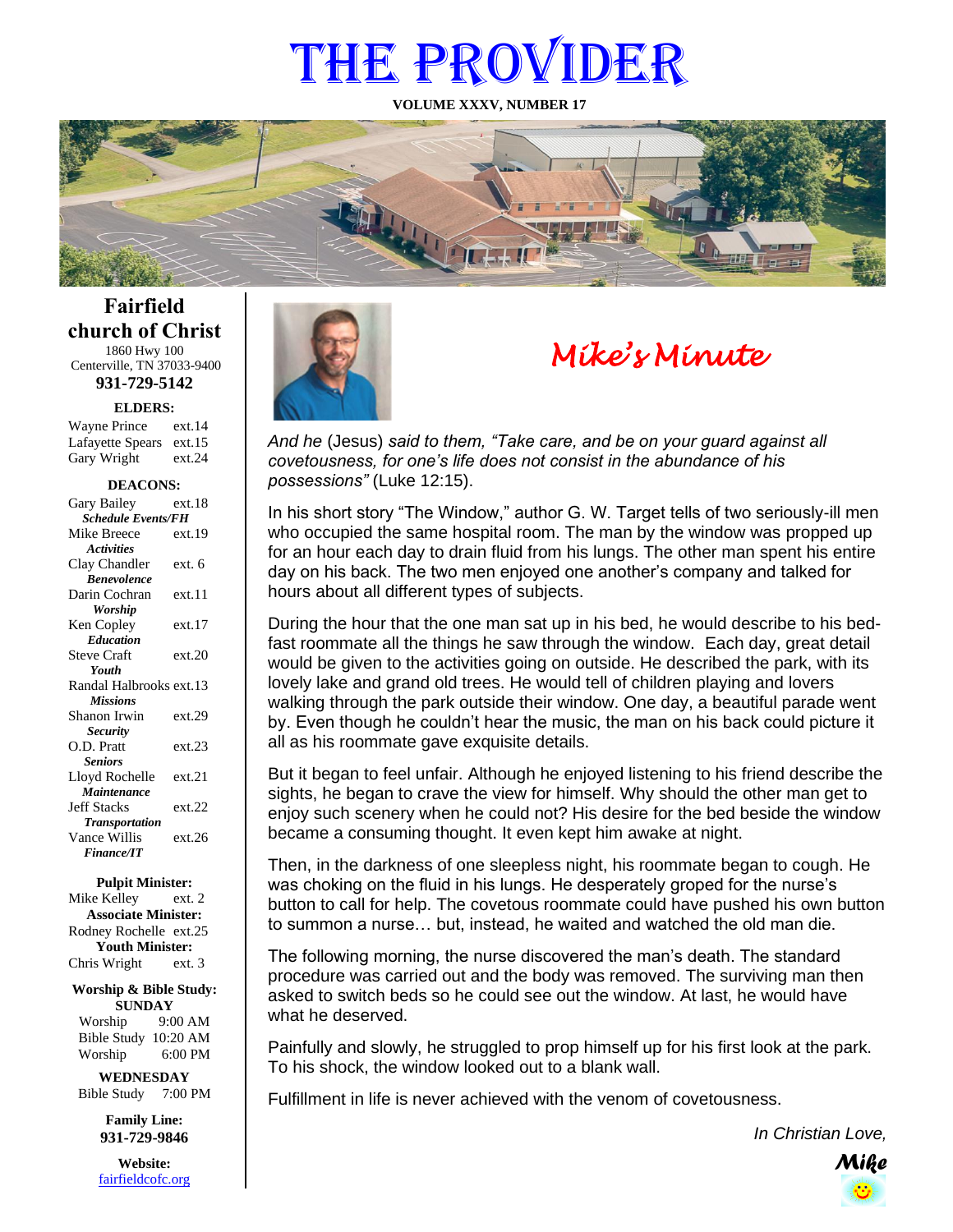# THE PROVIDER

**VOLUME XXXV, NUMBER 17**

## Fairfield church of Christ

1860 Hwy 100
Centerville, TN 37033-9400

**931-729-5142**

**ELDERS:**

Wayne Prince ext.14
Lafayette Spears ext.15
Gary Wright ext.24

**DEACONS:**

Gary Bailey ext.18
*Schedule Events/FH*
Mike Breece ext.19
*Activities*
Clay Chandler ext. 6
*Benevolence*
Darin Cochran ext.11
*Worship*
Ken Copley ext.17
*Education*
Steve Craft ext.20
*Youth*
Randal Halbrooks ext.13
*Missions*
Shanon Irwin ext.29
*Security*
O.D. Pratt ext.23
*Seniors*
Lloyd Rochelle ext.21
*Maintenance*
Jeff Stacks ext.22
*Transportation*
Vance Willis ext.26
*Finance/IT*

**Pulpit Minister:**
Mike Kelley ext. 2
**Associate Minister:**
Rodney Rochelle ext.25
**Youth Minister:**
Chris Wright ext. 3

**Worship & Bible Study:**
**SUNDAY**
Worship 9:00 AM
Bible Study 10:20 AM
Worship 6:00 PM

**WEDNESDAY**
Bible Study 7:00 PM

**Family Line:**
**931-729-9846**

**Website:**
fairfieldcofc.org

## *Mike's Minute*

*And he* (Jesus) *said to them, "Take care, and be on your guard against all covetousness, for one's life does not consist in the abundance of his possessions"* (Luke 12:15).

In his short story "The Window," author G. W. Target tells of two seriously-ill men who occupied the same hospital room. The man by the window was propped up for an hour each day to drain fluid from his lungs. The other man spent his entire day on his back. The two men enjoyed one another's company and talked for hours about all different types of subjects.

During the hour that the one man sat up in his bed, he would describe to his bed-fast roommate all the things he saw through the window. Each day, great detail would be given to the activities going on outside. He described the park, with its lovely lake and grand old trees. He would tell of children playing and lovers walking through the park outside their window. One day, a beautiful parade went by. Even though he couldn't hear the music, the man on his back could picture it all as his roommate gave exquisite details.

But it began to feel unfair. Although he enjoyed listening to his friend describe the sights, he began to crave the view for himself. Why should the other man get to enjoy such scenery when he could not? His desire for the bed beside the window became a consuming thought. It even kept him awake at night.

Then, in the darkness of one sleepless night, his roommate began to cough. He was choking on the fluid in his lungs. He desperately groped for the nurse's button to call for help. The covetous roommate could have pushed his own button to summon a nurse… but, instead, he waited and watched the old man die.

The following morning, the nurse discovered the man's death. The standard procedure was carried out and the body was removed. The surviving man then asked to switch beds so he could see out the window. At last, he would have what he deserved.

Painfully and slowly, he struggled to prop himself up for his first look at the park. To his shock, the window looked out to a blank wall.

Fulfillment in life is never achieved with the venom of covetousness.

*In Christian Love,*

***Mike***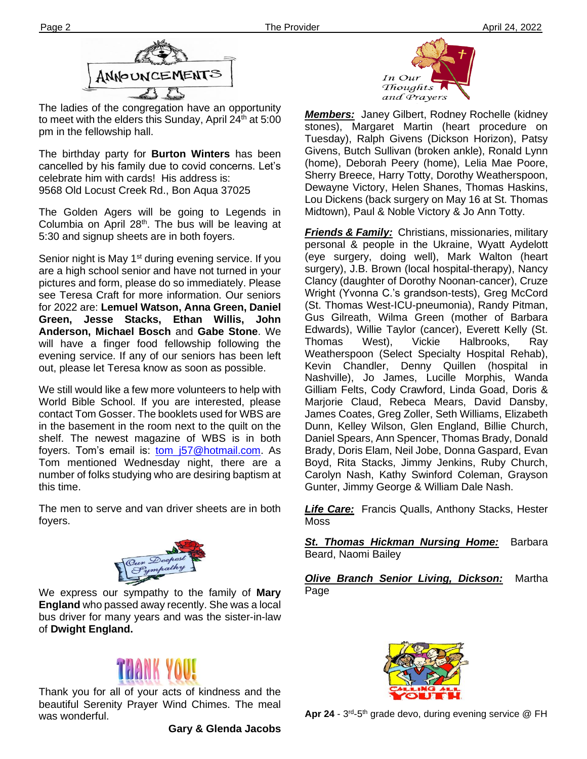## ANNOUNCEMENTS

The ladies of the congregation have an opportunity to meet with the elders this Sunday, April 24th at 5:00 pm in the fellowship hall.

The birthday party for **Burton Winters** has been cancelled by his family due to covid concerns. Let's celebrate him with cards! His address is:
9568 Old Locust Creek Rd., Bon Aqua 37025

The Golden Agers will be going to Legends in Columbia on April 28th. The bus will be leaving at 5:30 and signup sheets are in both foyers.

Senior night is May 1st during evening service. If you are a high school senior and have not turned in your pictures and form, please do so immediately. Please see Teresa Craft for more information. Our seniors for 2022 are: **Lemuel Watson, Anna Green, Daniel Green, Jesse Stacks, Ethan Willis, John Anderson, Michael Bosch** and **Gabe Stone**. We will have a finger food fellowship following the evening service. If any of our seniors has been left out, please let Teresa know as soon as possible.

We still would like a few more volunteers to help with World Bible School. If you are interested, please contact Tom Gosser. The booklets used for WBS are in the basement in the room next to the quilt on the shelf. The newest magazine of WBS is in both foyers. Tom's email is: tom_j57@hotmail.com. As Tom mentioned Wednesday night, there are a number of folks studying who are desiring baptism at this time.

The men to serve and van driver sheets are in both foyers.

### Our Deepest Sympathy

We express our sympathy to the family of **Mary England** who passed away recently. She was a local bus driver for many years and was the sister-in-law of **Dwight England.**

### THANK YOU!

Thank you for all of your acts of kindness and the beautiful Serenity Prayer Wind Chimes. The meal was wonderful.

**Gary & Glenda Jacobs**

## In Our Thoughts and Prayers

***Members:*** Janey Gilbert, Rodney Rochelle (kidney stones), Margaret Martin (heart procedure on Tuesday), Ralph Givens (Dickson Horizon), Patsy Givens, Butch Sullivan (broken ankle), Ronald Lynn (home), Deborah Peery (home), Lelia Mae Poore, Sherry Breece, Harry Totty, Dorothy Weatherspoon, Dewayne Victory, Helen Shanes, Thomas Haskins, Lou Dickens (back surgery on May 16 at St. Thomas Midtown), Paul & Noble Victory & Jo Ann Totty.

***Friends & Family:*** Christians, missionaries, military personal & people in the Ukraine, Wyatt Aydelott (eye surgery, doing well), Mark Walton (heart surgery), J.B. Brown (local hospital-therapy), Nancy Clancy (daughter of Dorothy Noonan-cancer), Cruze Wright (Yvonna C.'s grandson-tests), Greg McCord (St. Thomas West-ICU-pneumonia), Randy Pitman, Gus Gilreath, Wilma Green (mother of Barbara Edwards), Willie Taylor (cancer), Everett Kelly (St. Thomas West), Vickie Halbrooks, Ray Weatherspoon (Select Specialty Hospital Rehab), Kevin Chandler, Denny Quillen (hospital in Nashville), Jo James, Lucille Morphis, Wanda Gilliam Felts, Cody Crawford, Linda Goad, Doris & Marjorie Claud, Rebeca Mears, David Dansby, James Coates, Greg Zoller, Seth Williams, Elizabeth Dunn, Kelley Wilson, Glen England, Billie Church, Daniel Spears, Ann Spencer, Thomas Brady, Donald Brady, Doris Elam, Neil Jobe, Donna Gaspard, Evan Boyd, Rita Stacks, Jimmy Jenkins, Ruby Church, Carolyn Nash, Kathy Swinford Coleman, Grayson Gunter, Jimmy George & William Dale Nash.

***Life Care:*** Francis Qualls, Anthony Stacks, Hester Moss

***St. Thomas Hickman Nursing Home:*** Barbara Beard, Naomi Bailey

***Olive Branch Senior Living, Dickson:*** Martha Page

## CALLING ALL YOUTH

**Apr 24** - 3rd-5th grade devo, during evening service @ FH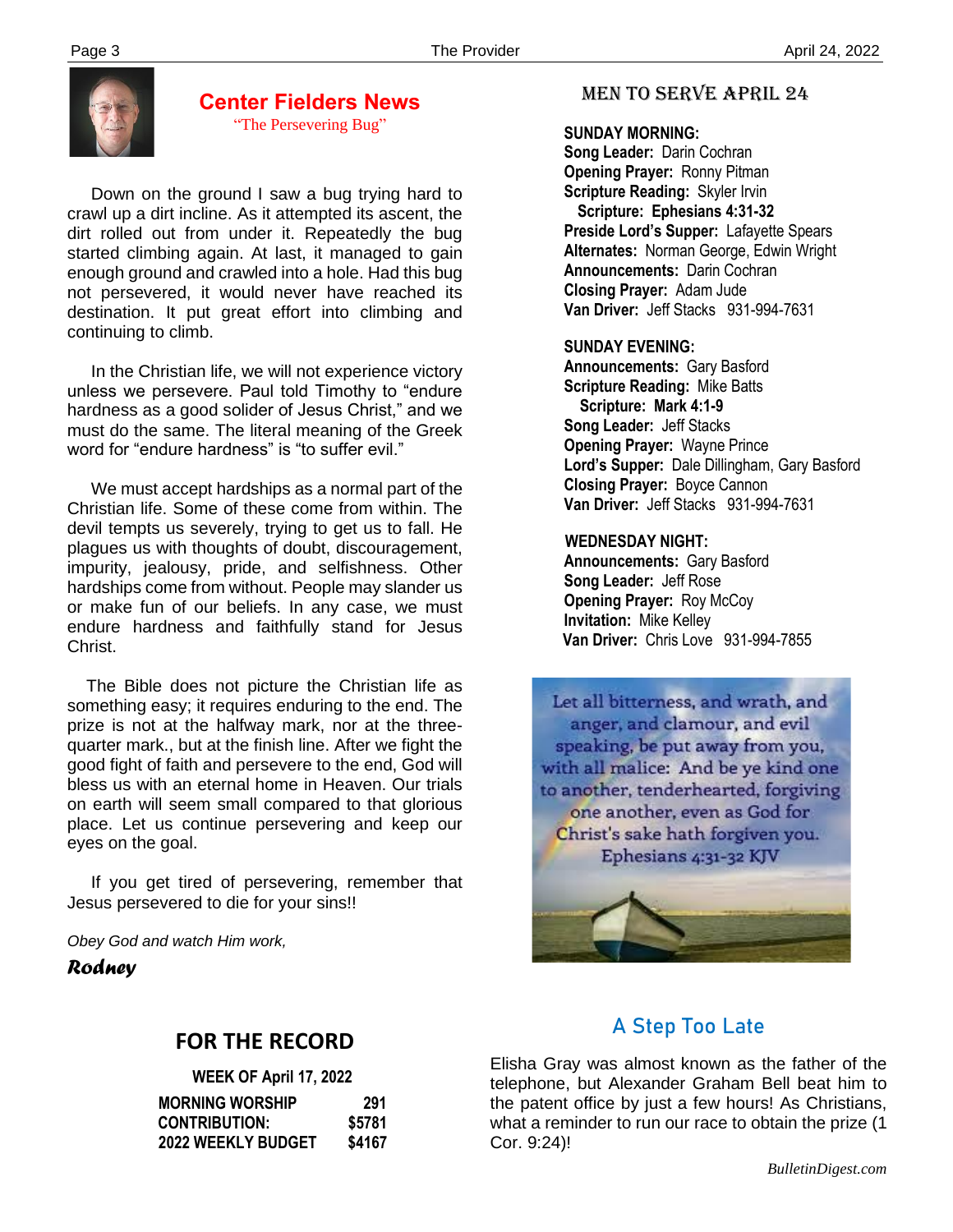## Center Fielders News

"The Persevering Bug"

Down on the ground I saw a bug trying hard to crawl up a dirt incline. As it attempted its ascent, the dirt rolled out from under it. Repeatedly the bug started climbing again. At last, it managed to gain enough ground and crawled into a hole. Had this bug not persevered, it would never have reached its destination. It put great effort into climbing and continuing to climb.

In the Christian life, we will not experience victory unless we persevere. Paul told Timothy to "endure hardness as a good solider of Jesus Christ," and we must do the same. The literal meaning of the Greek word for "endure hardness" is "to suffer evil."

We must accept hardships as a normal part of the Christian life. Some of these come from within. The devil tempts us severely, trying to get us to fall. He plagues us with thoughts of doubt, discouragement, impurity, jealousy, pride, and selfishness. Other hardships come from without. People may slander us or make fun of our beliefs. In any case, we must endure hardness and faithfully stand for Jesus Christ.

The Bible does not picture the Christian life as something easy; it requires enduring to the end. The prize is not at the halfway mark, nor at the three-quarter mark., but at the finish line. After we fight the good fight of faith and persevere to the end, God will bless us with an eternal home in Heaven. Our trials on earth will seem small compared to that glorious place. Let us continue persevering and keep our eyes on the goal.

If you get tired of persevering, remember that Jesus persevered to die for your sins!!

*Obey God and watch Him work,*

***Rodney***

## MEN TO SERVE APRIL 24

**SUNDAY MORNING:**
**Song Leader:** Darin Cochran
**Opening Prayer:** Ronny Pitman
**Scripture Reading:** Skyler Irvin
**Scripture: Ephesians 4:31-32**
**Preside Lord's Supper:** Lafayette Spears
**Alternates:** Norman George, Edwin Wright
**Announcements:** Darin Cochran
**Closing Prayer:** Adam Jude
**Van Driver:** Jeff Stacks 931-994-7631

**SUNDAY EVENING:**
**Announcements:** Gary Basford
**Scripture Reading:** Mike Batts
**Scripture: Mark 4:1-9**
**Song Leader:** Jeff Stacks
**Opening Prayer:** Wayne Prince
**Lord's Supper:** Dale Dillingham, Gary Basford
**Closing Prayer:** Boyce Cannon
**Van Driver:** Jeff Stacks 931-994-7631

**WEDNESDAY NIGHT:**
**Announcements:** Gary Basford
**Song Leader:** Jeff Rose
**Opening Prayer:** Roy McCoy
**Invitation:** Mike Kelley
**Van Driver:** Chris Love 931-994-7855

Let all bitterness, and wrath, and anger, and clamour, and evil speaking, be put away from you, with all malice: And be ye kind one to another, tenderhearted, forgiving one another, even as God for Christ's sake hath forgiven you. Ephesians 4:31-32 KJV

## FOR THE RECORD

**WEEK OF April 17, 2022**

| | |
|---|---|
| **MORNING WORSHIP** | **291** |
| **CONTRIBUTION:** | **$5781** |
| **2022 WEEKLY BUDGET** | **$4167** |

## A Step Too Late

Elisha Gray was almost known as the father of the telephone, but Alexander Graham Bell beat him to the patent office by just a few hours! As Christians, what a reminder to run our race to obtain the prize (1 Cor. 9:24)!

*BulletinDigest.com*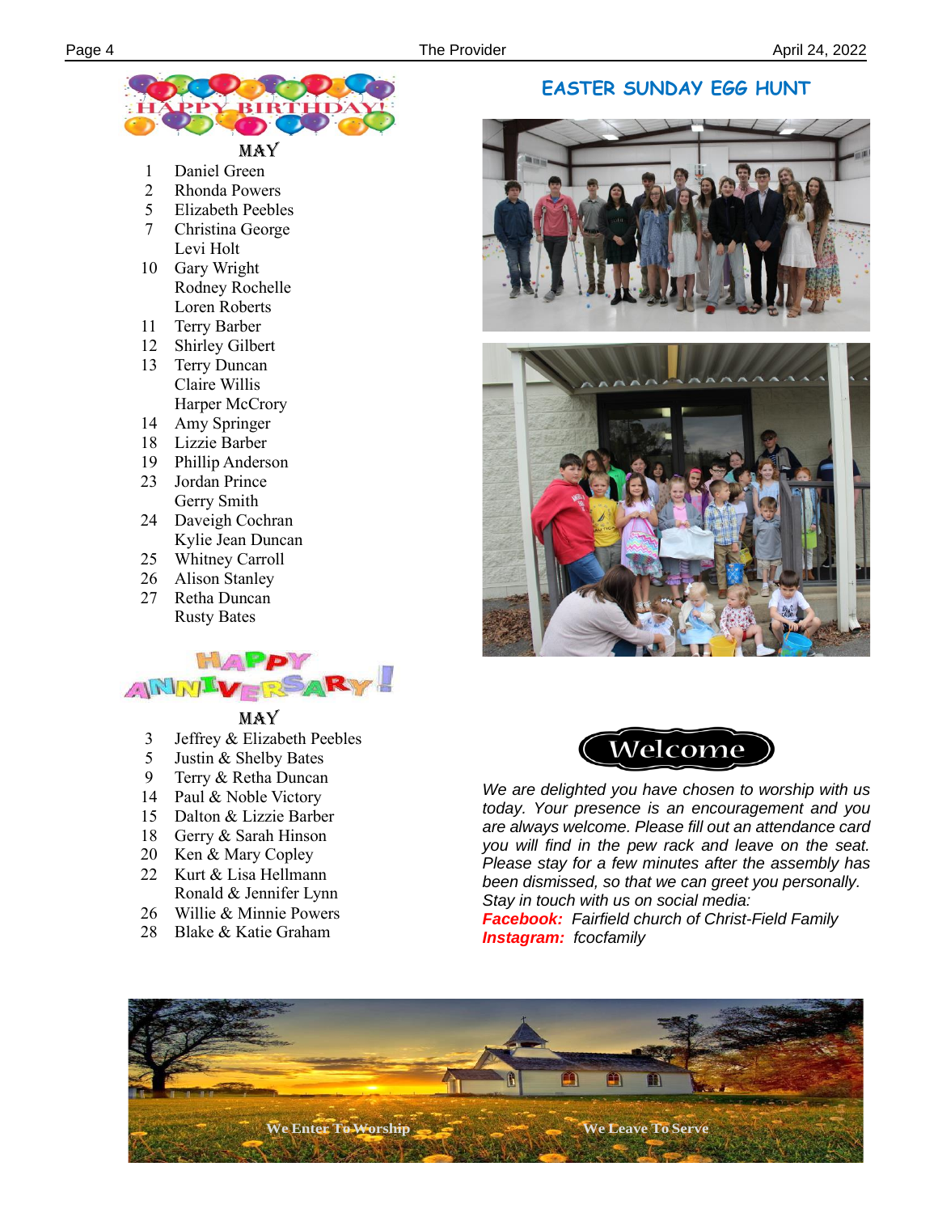## HAPPY BIRTHDAY!

### MAY

| | |
|---|---|
| 1 | Daniel Green |
| 2 | Rhonda Powers |
| 5 | Elizabeth Peebles |
| 7 | Christina George |
| | Levi Holt |
| 10 | Gary Wright |
| | Rodney Rochelle |
| | Loren Roberts |
| 11 | Terry Barber |
| 12 | Shirley Gilbert |
| 13 | Terry Duncan |
| | Claire Willis |
| | Harper McCrory |
| 14 | Amy Springer |
| 18 | Lizzie Barber |
| 19 | Phillip Anderson |
| 23 | Jordan Prince |
| | Gerry Smith |
| 24 | Daveigh Cochran |
| | Kylie Jean Duncan |
| 25 | Whitney Carroll |
| 26 | Alison Stanley |
| 27 | Retha Duncan |
| | Rusty Bates |

## HAPPY ANNIVERSARY!

### MAY

| | |
|---|---|
| 3 | Jeffrey & Elizabeth Peebles |
| 5 | Justin & Shelby Bates |
| 9 | Terry & Retha Duncan |
| 14 | Paul & Noble Victory |
| 15 | Dalton & Lizzie Barber |
| 18 | Gerry & Sarah Hinson |
| 20 | Ken & Mary Copley |
| 22 | Kurt & Lisa Hellmann |
| | Ronald & Jennifer Lynn |
| 26 | Willie & Minnie Powers |
| 28 | Blake & Katie Graham |

## EASTER SUNDAY EGG HUNT

## Welcome

*We are delighted you have chosen to worship with us today. Your presence is an encouragement and you are always welcome. Please fill out an attendance card you will find in the pew rack and leave on the seat. Please stay for a few minutes after the assembly has been dismissed, so that we can greet you personally. Stay in touch with us on social media:*

***Facebook:*** *Fairfield church of Christ-Field Family*

***Instagram:*** *fcocfamily*

We Enter To Worship — We Leave To Serve